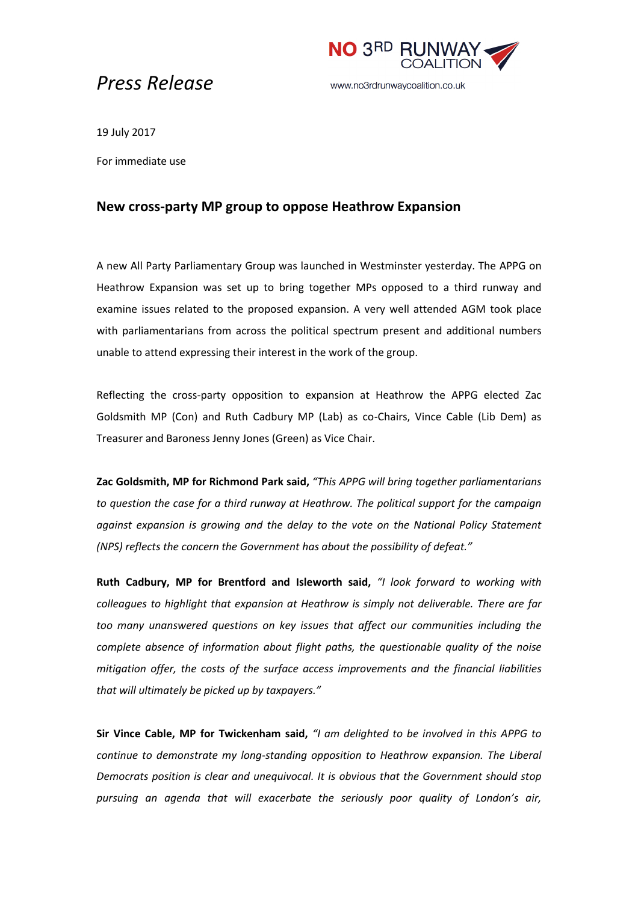# Press Release

NO 3RD RUNWAY COALITION

www.no3rdrunwaycoalition.co.uk

19 July 2017

For immediate use

## New cross-party MP group to oppose Heathrow Expansion

A new All Party Parliamentary Group was launched in Westminster yesterday. The APPG on Heathrow Expansion was set up to bring together MPs opposed to a third runway and examine issues related to the proposed expansion. A very well attended AGM took place with parliamentarians from across the political spectrum present and additional numbers unable to attend expressing their interest in the work of the group.

Reflecting the cross-party opposition to expansion at Heathrow the APPG elected Zac Goldsmith MP (Con) and Ruth Cadbury MP (Lab) as co-Chairs, Vince Cable (Lib Dem) as Treasurer and Baroness Jenny Jones (Green) as Vice Chair.

**Zac Goldsmith, MP for Richmond Park said,** *"This APPG will bring together parliamentarians to question the case for a third runway at Heathrow. The political support for the campaign against expansion is growing and the delay to the vote on the National Policy Statement (NPS) reflects the concern the Government has about the possibility of defeat."*

**Ruth Cadbury, MP for Brentford and Isleworth said,** *"I look forward to working with colleagues to highlight that expansion at Heathrow is simply not deliverable. There are far too many unanswered questions on key issues that affect our communities including the complete absence of information about flight paths, the questionable quality of the noise mitigation offer, the costs of the surface access improvements and the financial liabilities that will ultimately be picked up by taxpayers."*

**Sir Vince Cable, MP for Twickenham said,** *"I am delighted to be involved in this APPG to continue to demonstrate my long-standing opposition to Heathrow expansion. The Liberal Democrats position is clear and unequivocal. It is obvious that the Government should stop pursuing an agenda that will exacerbate the seriously poor quality of London's air,*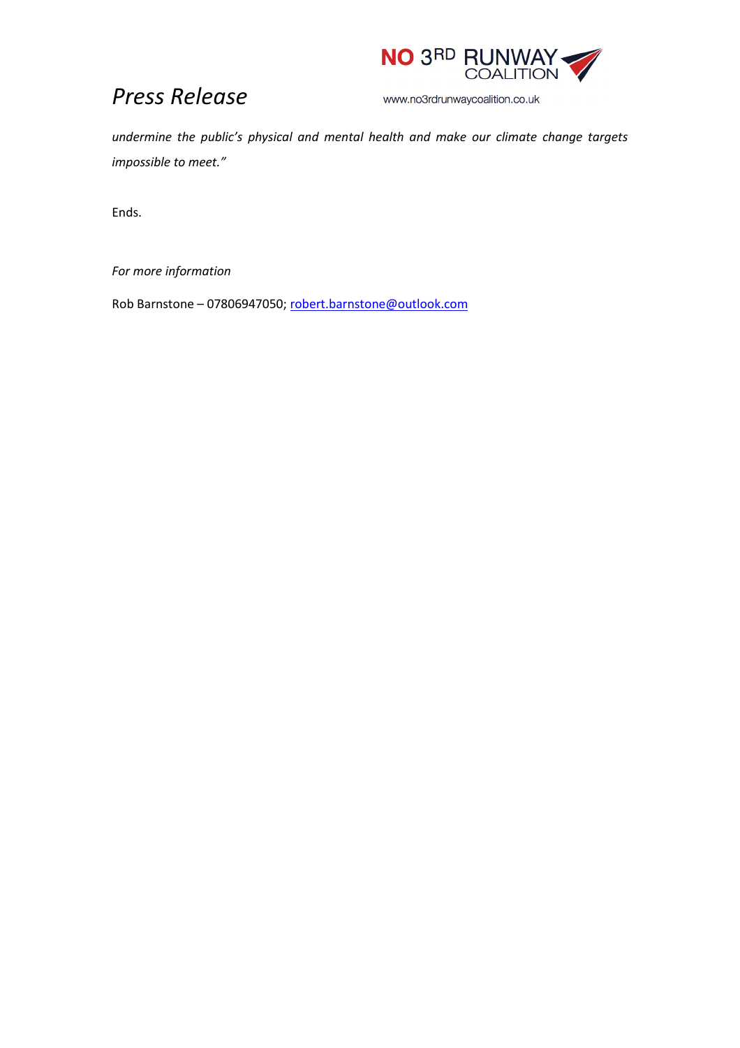*undermine the public's physical and mental health and make our climate change targets impossible to meet."*

Ends.

*For more information*

Rob Barnstone – 07806947050; robert.barnstone@outlook.com